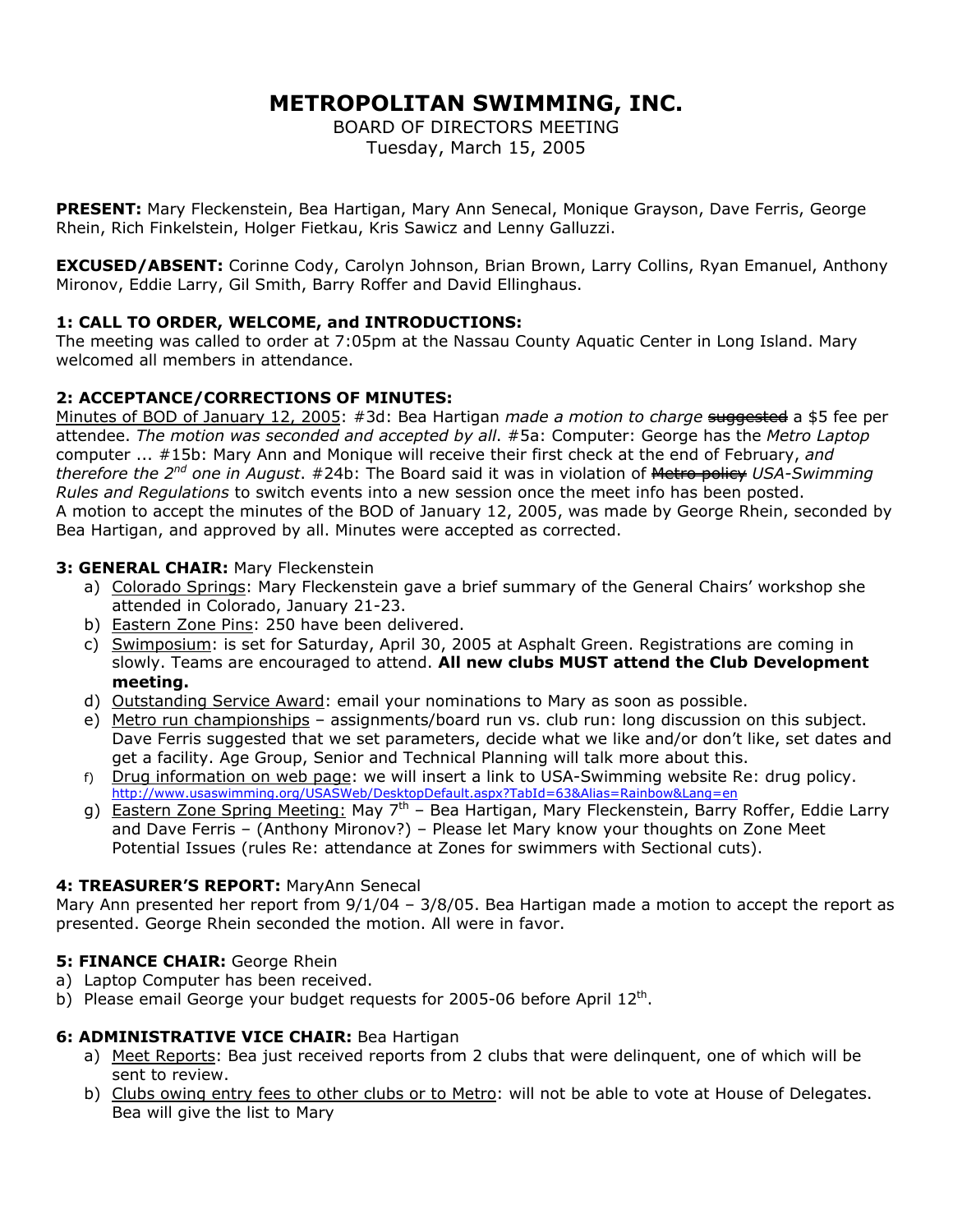# METROPOLITAN SWIMMING, INC.

BOARD OF DIRECTORS MEETING
Tuesday, March 15, 2005

**PRESENT:** Mary Fleckenstein, Bea Hartigan, Mary Ann Senecal, Monique Grayson, Dave Ferris, George Rhein, Rich Finkelstein, Holger Fietkau, Kris Sawicz and Lenny Galluzzi.

**EXCUSED/ABSENT:** Corinne Cody, Carolyn Johnson, Brian Brown, Larry Collins, Ryan Emanuel, Anthony Mironov, Eddie Larry, Gil Smith, Barry Roffer and David Ellinghaus.

### 1: CALL TO ORDER, WELCOME, and INTRODUCTIONS:

The meeting was called to order at 7:05pm at the Nassau County Aquatic Center in Long Island. Mary welcomed all members in attendance.

### 2: ACCEPTANCE/CORRECTIONS OF MINUTES:

Minutes of BOD of January 12, 2005: #3d: Bea Hartigan *made a motion to charge* ~~suggested~~ a $5 fee per attendee. *The motion was seconded and accepted by all*. #5a: Computer: George has the *Metro Laptop* computer ... #15b: Mary Ann and Monique will receive their first check at the end of February, *and therefore the 2nd one in August*. #24b: The Board said it was in violation of ~~Metro policy~~ *USA-Swimming Rules and Regulations* to switch events into a new session once the meet info has been posted.
A motion to accept the minutes of the BOD of January 12, 2005, was made by George Rhein, seconded by Bea Hartigan, and approved by all. Minutes were accepted as corrected.

### 3: GENERAL CHAIR: Mary Fleckenstein

a) Colorado Springs: Mary Fleckenstein gave a brief summary of the General Chairs' workshop she attended in Colorado, January 21-23.
b) Eastern Zone Pins: 250 have been delivered.
c) Swimposium: is set for Saturday, April 30, 2005 at Asphalt Green. Registrations are coming in slowly. Teams are encouraged to attend. **All new clubs MUST attend the Club Development meeting.**
d) Outstanding Service Award: email your nominations to Mary as soon as possible.
e) Metro run championships – assignments/board run vs. club run: long discussion on this subject. Dave Ferris suggested that we set parameters, decide what we like and/or don't like, set dates and get a facility. Age Group, Senior and Technical Planning will talk more about this.
f) Drug information on web page: we will insert a link to USA-Swimming website Re: drug policy. http://www.usaswimming.org/USASWeb/DesktopDefault.aspx?TabId=63&Alias=Rainbow&Lang=en
g) Eastern Zone Spring Meeting: May 7th – Bea Hartigan, Mary Fleckenstein, Barry Roffer, Eddie Larry and Dave Ferris – (Anthony Mironov?) – Please let Mary know your thoughts on Zone Meet Potential Issues (rules Re: attendance at Zones for swimmers with Sectional cuts).

### 4: TREASURER'S REPORT: MaryAnn Senecal

Mary Ann presented her report from 9/1/04 – 3/8/05. Bea Hartigan made a motion to accept the report as presented. George Rhein seconded the motion. All were in favor.

### 5: FINANCE CHAIR: George Rhein

a) Laptop Computer has been received.
b) Please email George your budget requests for 2005-06 before April 12th.

### 6: ADMINISTRATIVE VICE CHAIR: Bea Hartigan

a) Meet Reports: Bea just received reports from 2 clubs that were delinquent, one of which will be sent to review.
b) Clubs owing entry fees to other clubs or to Metro: will not be able to vote at House of Delegates. Bea will give the list to Mary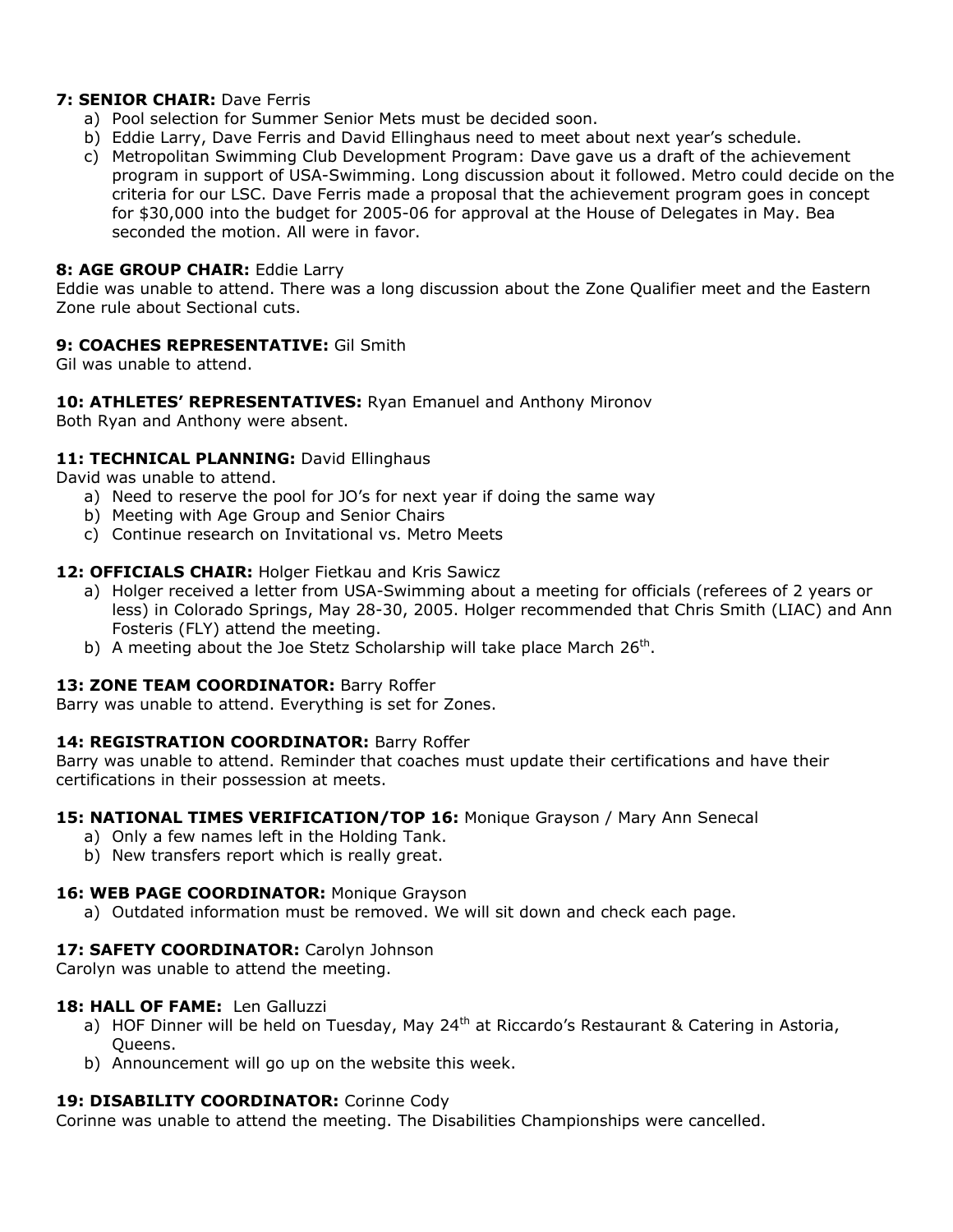**7: SENIOR CHAIR:** Dave Ferris

a) Pool selection for Summer Senior Mets must be decided soon.
b) Eddie Larry, Dave Ferris and David Ellinghaus need to meet about next year's schedule.
c) Metropolitan Swimming Club Development Program: Dave gave us a draft of the achievement program in support of USA-Swimming. Long discussion about it followed. Metro could decide on the criteria for our LSC. Dave Ferris made a proposal that the achievement program goes in concept for $30,000 into the budget for 2005-06 for approval at the House of Delegates in May. Bea seconded the motion. All were in favor.

**8: AGE GROUP CHAIR:** Eddie Larry

Eddie was unable to attend. There was a long discussion about the Zone Qualifier meet and the Eastern Zone rule about Sectional cuts.

**9: COACHES REPRESENTATIVE:** Gil Smith

Gil was unable to attend.

**10: ATHLETES' REPRESENTATIVES:** Ryan Emanuel and Anthony Mironov

Both Ryan and Anthony were absent.

**11: TECHNICAL PLANNING:** David Ellinghaus

David was unable to attend.

a) Need to reserve the pool for JO's for next year if doing the same way
b) Meeting with Age Group and Senior Chairs
c) Continue research on Invitational vs. Metro Meets

**12: OFFICIALS CHAIR:** Holger Fietkau and Kris Sawicz

a) Holger received a letter from USA-Swimming about a meeting for officials (referees of 2 years or less) in Colorado Springs, May 28-30, 2005. Holger recommended that Chris Smith (LIAC) and Ann Fosteris (FLY) attend the meeting.
b) A meeting about the Joe Stetz Scholarship will take place March 26th.

**13: ZONE TEAM COORDINATOR:** Barry Roffer

Barry was unable to attend. Everything is set for Zones.

**14: REGISTRATION COORDINATOR:** Barry Roffer

Barry was unable to attend. Reminder that coaches must update their certifications and have their certifications in their possession at meets.

**15: NATIONAL TIMES VERIFICATION/TOP 16:** Monique Grayson / Mary Ann Senecal

a) Only a few names left in the Holding Tank.
b) New transfers report which is really great.

**16: WEB PAGE COORDINATOR:** Monique Grayson

a) Outdated information must be removed. We will sit down and check each page.

**17: SAFETY COORDINATOR:** Carolyn Johnson

Carolyn was unable to attend the meeting.

**18: HALL OF FAME:** Len Galluzzi

a) HOF Dinner will be held on Tuesday, May 24th at Riccardo's Restaurant & Catering in Astoria, Queens.
b) Announcement will go up on the website this week.

**19: DISABILITY COORDINATOR:** Corinne Cody

Corinne was unable to attend the meeting. The Disabilities Championships were cancelled.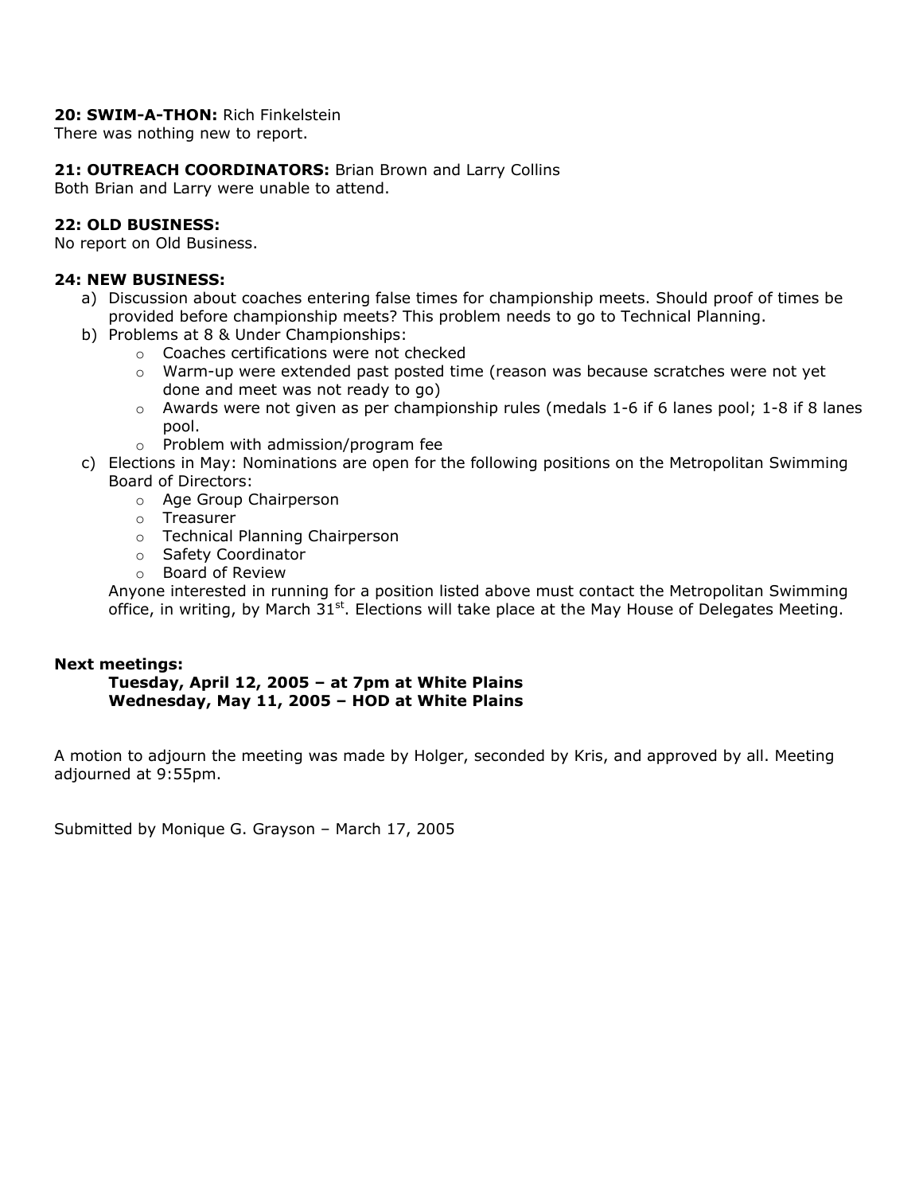**20: SWIM-A-THON:** Rich Finkelstein
There was nothing new to report.

**21: OUTREACH COORDINATORS:** Brian Brown and Larry Collins
Both Brian and Larry were unable to attend.

**22: OLD BUSINESS:**
No report on Old Business.

**24: NEW BUSINESS:**

a) Discussion about coaches entering false times for championship meets. Should proof of times be provided before championship meets? This problem needs to go to Technical Planning.
b) Problems at 8 & Under Championships:
   - Coaches certifications were not checked
   - Warm-up were extended past posted time (reason was because scratches were not yet done and meet was not ready to go)
   - Awards were not given as per championship rules (medals 1-6 if 6 lanes pool; 1-8 if 8 lanes pool.
   - Problem with admission/program fee
c) Elections in May: Nominations are open for the following positions on the Metropolitan Swimming Board of Directors:
   - Age Group Chairperson
   - Treasurer
   - Technical Planning Chairperson
   - Safety Coordinator
   - Board of Review

   Anyone interested in running for a position listed above must contact the Metropolitan Swimming office, in writing, by March 31st. Elections will take place at the May House of Delegates Meeting.

**Next meetings:**

**Tuesday, April 12, 2005 – at 7pm at White Plains**
**Wednesday, May 11, 2005 – HOD at White Plains**

A motion to adjourn the meeting was made by Holger, seconded by Kris, and approved by all. Meeting adjourned at 9:55pm.

Submitted by Monique G. Grayson – March 17, 2005